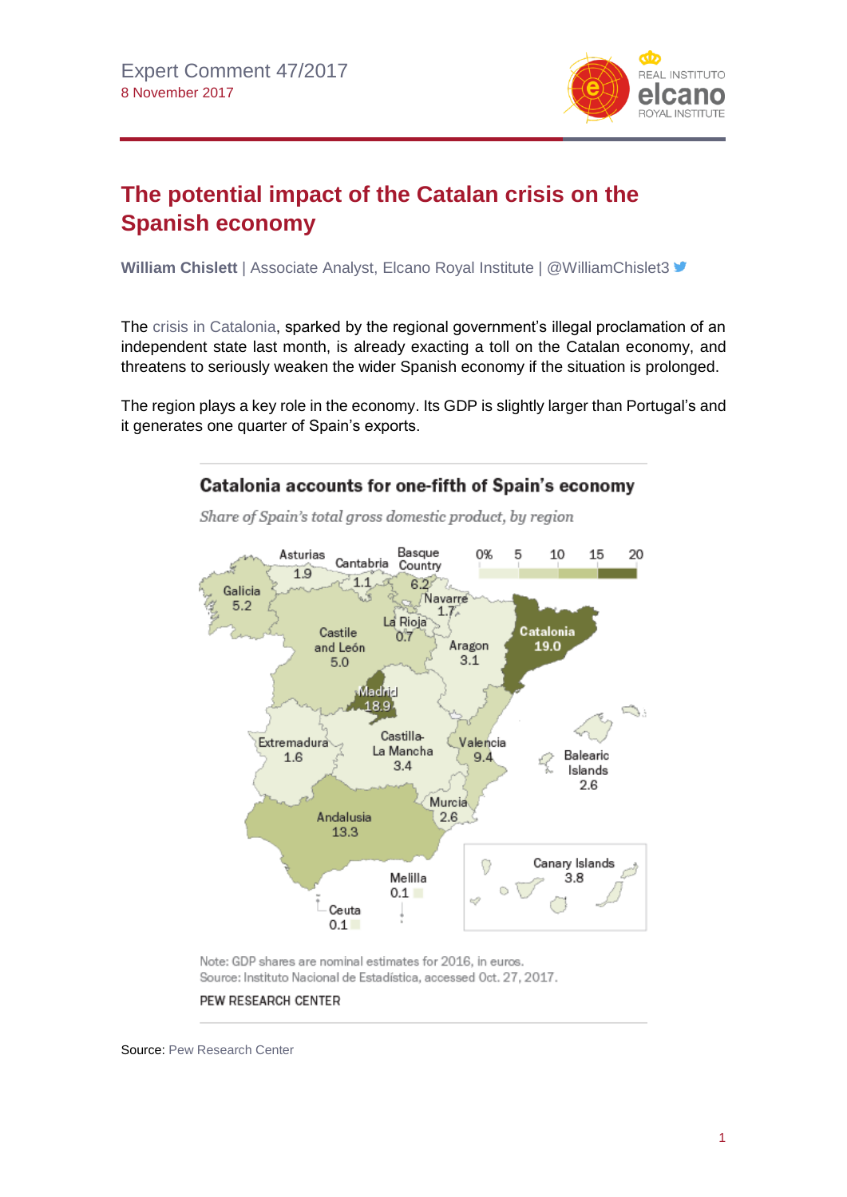Expert Comment 47/2017
8 November 2017

# The potential impact of the Catalan crisis on the Spanish economy

**William Chislett** | Associate Analyst, Elcano Royal Institute | @WilliamChislet3

The crisis in Catalonia, sparked by the regional government's illegal proclamation of an independent state last month, is already exacting a toll on the Catalan economy, and threatens to seriously weaken the wider Spanish economy if the situation is prolonged.

The region plays a key role in the economy. Its GDP is slightly larger than Portugal's and it generates one quarter of Spain's exports.

**Catalonia accounts for one-fifth of Spain's economy**

*Share of Spain's total gross domestic product, by region*

| Region | Share (%) |
|---|---|
| Catalonia | 19.0 |
| Madrid | 18.9 |
| Andalusia | 13.3 |
| Valencia | 9.4 |
| Basque Country | 6.2 |
| Galicia | 5.2 |
| Castile and León | 5.0 |
| Canary Islands | 3.8 |
| Castilla-La Mancha | 3.4 |
| Aragon | 3.1 |
| Balearic Islands | 2.6 |
| Murcia | 2.6 |
| Asturias | 1.9 |
| Navarre | 1.7 |
| Extremadura | 1.6 |
| Cantabria | 1.1 |
| La Rioja | 0.7 |
| Melilla | 0.1 |
| Ceuta | 0.1 |

Note: GDP shares are nominal estimates for 2016, in euros.
Source: Instituto Nacional de Estadística, accessed Oct. 27, 2017.

PEW RESEARCH CENTER

Source: Pew Research Center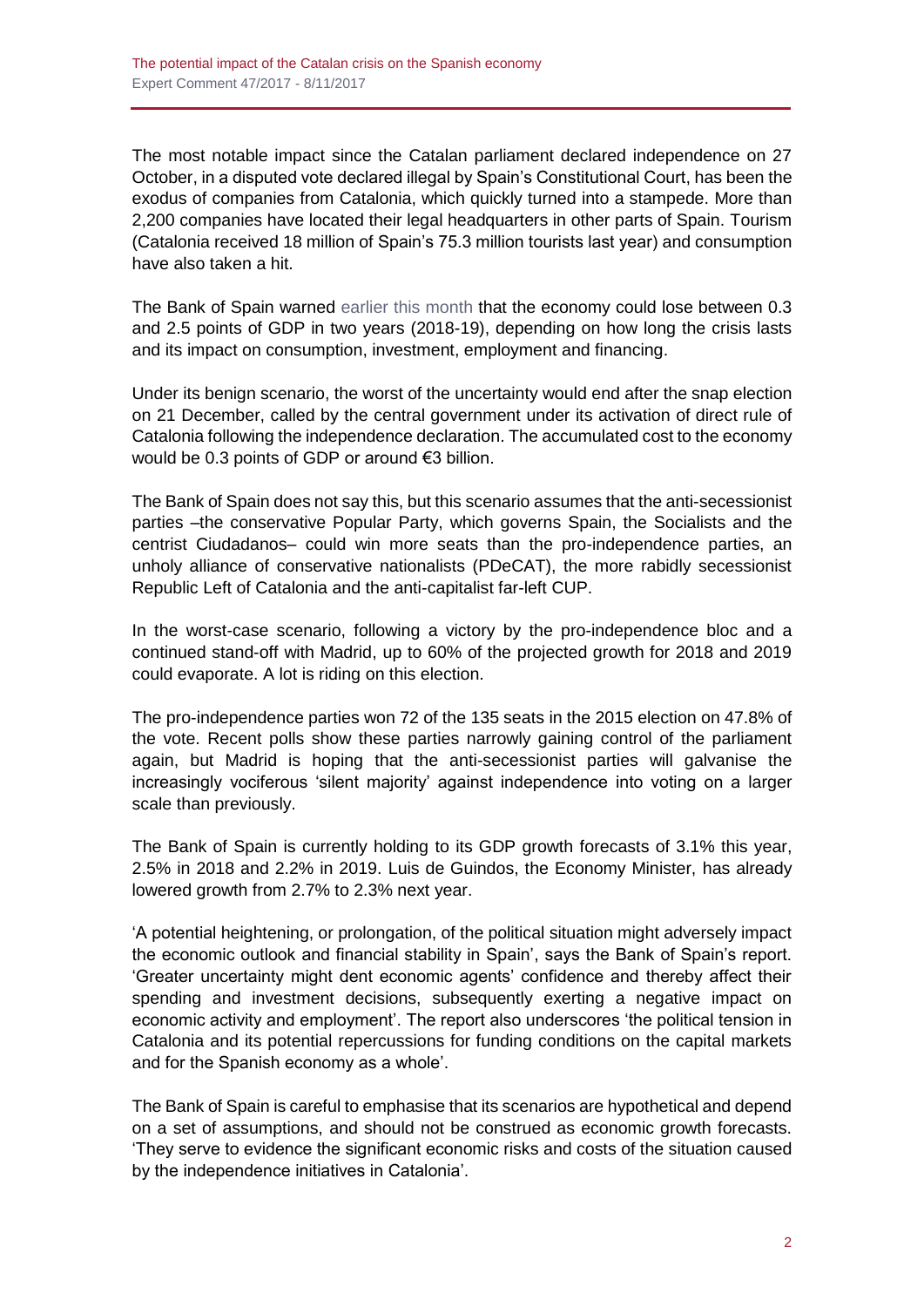The most notable impact since the Catalan parliament declared independence on 27 October, in a disputed vote declared illegal by Spain's Constitutional Court, has been the exodus of companies from Catalonia, which quickly turned into a stampede. More than 2,200 companies have located their legal headquarters in other parts of Spain. Tourism (Catalonia received 18 million of Spain's 75.3 million tourists last year) and consumption have also taken a hit.

The Bank of Spain warned earlier this month that the economy could lose between 0.3 and 2.5 points of GDP in two years (2018-19), depending on how long the crisis lasts and its impact on consumption, investment, employment and financing.

Under its benign scenario, the worst of the uncertainty would end after the snap election on 21 December, called by the central government under its activation of direct rule of Catalonia following the independence declaration. The accumulated cost to the economy would be 0.3 points of GDP or around €3 billion.

The Bank of Spain does not say this, but this scenario assumes that the anti-secessionist parties –the conservative Popular Party, which governs Spain, the Socialists and the centrist Ciudadanos– could win more seats than the pro-independence parties, an unholy alliance of conservative nationalists (PDeCAT), the more rabidly secessionist Republic Left of Catalonia and the anti-capitalist far-left CUP.

In the worst-case scenario, following a victory by the pro-independence bloc and a continued stand-off with Madrid, up to 60% of the projected growth for 2018 and 2019 could evaporate. A lot is riding on this election.

The pro-independence parties won 72 of the 135 seats in the 2015 election on 47.8% of the vote. Recent polls show these parties narrowly gaining control of the parliament again, but Madrid is hoping that the anti-secessionist parties will galvanise the increasingly vociferous 'silent majority' against independence into voting on a larger scale than previously.

The Bank of Spain is currently holding to its GDP growth forecasts of 3.1% this year, 2.5% in 2018 and 2.2% in 2019. Luis de Guindos, the Economy Minister, has already lowered growth from 2.7% to 2.3% next year.

'A potential heightening, or prolongation, of the political situation might adversely impact the economic outlook and financial stability in Spain', says the Bank of Spain's report. 'Greater uncertainty might dent economic agents' confidence and thereby affect their spending and investment decisions, subsequently exerting a negative impact on economic activity and employment'. The report also underscores 'the political tension in Catalonia and its potential repercussions for funding conditions on the capital markets and for the Spanish economy as a whole'.

The Bank of Spain is careful to emphasise that its scenarios are hypothetical and depend on a set of assumptions, and should not be construed as economic growth forecasts. 'They serve to evidence the significant economic risks and costs of the situation caused by the independence initiatives in Catalonia'.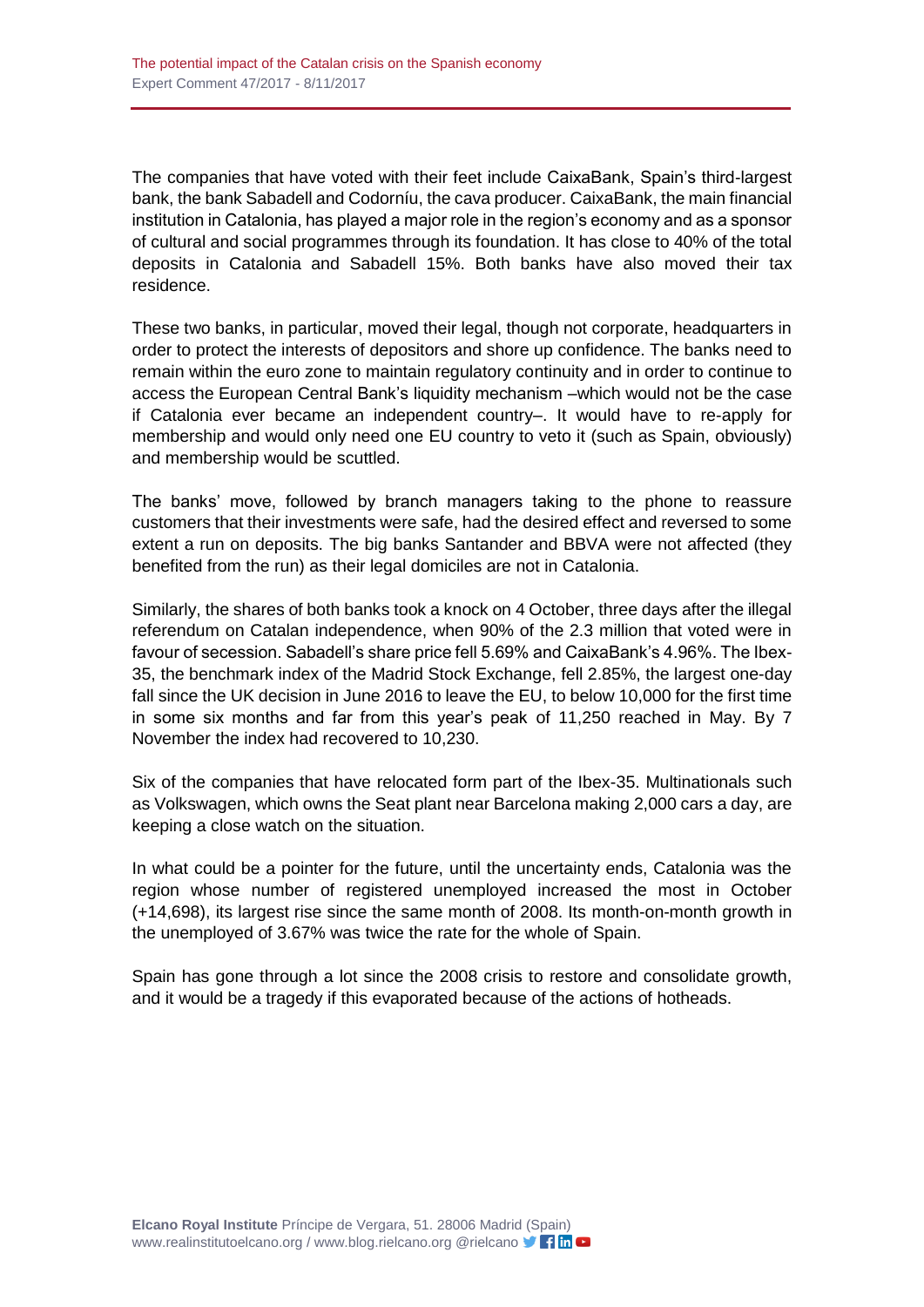The companies that have voted with their feet include CaixaBank, Spain's third-largest bank, the bank Sabadell and Codorníu, the cava producer. CaixaBank, the main financial institution in Catalonia, has played a major role in the region's economy and as a sponsor of cultural and social programmes through its foundation. It has close to 40% of the total deposits in Catalonia and Sabadell 15%. Both banks have also moved their tax residence.

These two banks, in particular, moved their legal, though not corporate, headquarters in order to protect the interests of depositors and shore up confidence. The banks need to remain within the euro zone to maintain regulatory continuity and in order to continue to access the European Central Bank's liquidity mechanism –which would not be the case if Catalonia ever became an independent country–. It would have to re-apply for membership and would only need one EU country to veto it (such as Spain, obviously) and membership would be scuttled.

The banks' move, followed by branch managers taking to the phone to reassure customers that their investments were safe, had the desired effect and reversed to some extent a run on deposits. The big banks Santander and BBVA were not affected (they benefited from the run) as their legal domiciles are not in Catalonia.

Similarly, the shares of both banks took a knock on 4 October, three days after the illegal referendum on Catalan independence, when 90% of the 2.3 million that voted were in favour of secession. Sabadell's share price fell 5.69% and CaixaBank's 4.96%. The Ibex-35, the benchmark index of the Madrid Stock Exchange, fell 2.85%, the largest one-day fall since the UK decision in June 2016 to leave the EU, to below 10,000 for the first time in some six months and far from this year's peak of 11,250 reached in May. By 7 November the index had recovered to 10,230.

Six of the companies that have relocated form part of the Ibex-35. Multinationals such as Volkswagen, which owns the Seat plant near Barcelona making 2,000 cars a day, are keeping a close watch on the situation.

In what could be a pointer for the future, until the uncertainty ends, Catalonia was the region whose number of registered unemployed increased the most in October (+14,698), its largest rise since the same month of 2008. Its month-on-month growth in the unemployed of 3.67% was twice the rate for the whole of Spain.

Spain has gone through a lot since the 2008 crisis to restore and consolidate growth, and it would be a tragedy if this evaporated because of the actions of hotheads.